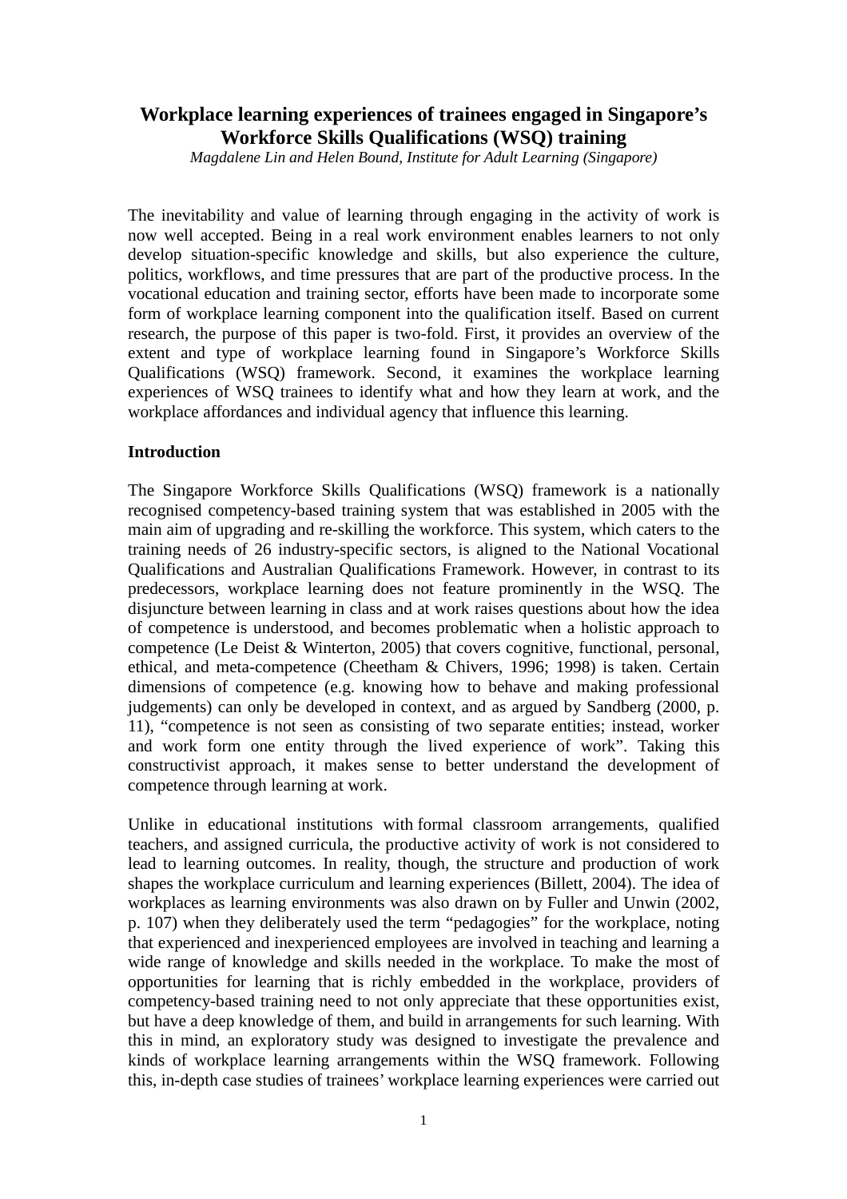# Workplace learning experiences of trainees engaged in Singapore's Workforce Skills Qualifications (WSQ) training

*Magdalene Lin and Helen Bound, Institute for Adult Learning (Singapore)*

The inevitability and value of learning through engaging in the activity of work is now well accepted. Being in a real work environment enables learners to not only develop situation-specific knowledge and skills, but also experience the culture, politics, workflows, and time pressures that are part of the productive process. In the vocational education and training sector, efforts have been made to incorporate some form of workplace learning component into the qualification itself. Based on current research, the purpose of this paper is two-fold. First, it provides an overview of the extent and type of workplace learning found in Singapore's Workforce Skills Qualifications (WSQ) framework. Second, it examines the workplace learning experiences of WSQ trainees to identify what and how they learn at work, and the workplace affordances and individual agency that influence this learning.

## Introduction

The Singapore Workforce Skills Qualifications (WSQ) framework is a nationally recognised competency-based training system that was established in 2005 with the main aim of upgrading and re-skilling the workforce. This system, which caters to the training needs of 26 industry-specific sectors, is aligned to the National Vocational Qualifications and Australian Qualifications Framework. However, in contrast to its predecessors, workplace learning does not feature prominently in the WSQ. The disjuncture between learning in class and at work raises questions about how the idea of competence is understood, and becomes problematic when a holistic approach to competence (Le Deist & Winterton, 2005) that covers cognitive, functional, personal, ethical, and meta-competence (Cheetham & Chivers, 1996; 1998) is taken. Certain dimensions of competence (e.g. knowing how to behave and making professional judgements) can only be developed in context, and as argued by Sandberg (2000, p. 11), "competence is not seen as consisting of two separate entities; instead, worker and work form one entity through the lived experience of work". Taking this constructivist approach, it makes sense to better understand the development of competence through learning at work.

Unlike in educational institutions with formal classroom arrangements, qualified teachers, and assigned curricula, the productive activity of work is not considered to lead to learning outcomes. In reality, though, the structure and production of work shapes the workplace curriculum and learning experiences (Billett, 2004). The idea of workplaces as learning environments was also drawn on by Fuller and Unwin (2002, p. 107) when they deliberately used the term "pedagogies" for the workplace, noting that experienced and inexperienced employees are involved in teaching and learning a wide range of knowledge and skills needed in the workplace. To make the most of opportunities for learning that is richly embedded in the workplace, providers of competency-based training need to not only appreciate that these opportunities exist, but have a deep knowledge of them, and build in arrangements for such learning. With this in mind, an exploratory study was designed to investigate the prevalence and kinds of workplace learning arrangements within the WSQ framework. Following this, in-depth case studies of trainees' workplace learning experiences were carried out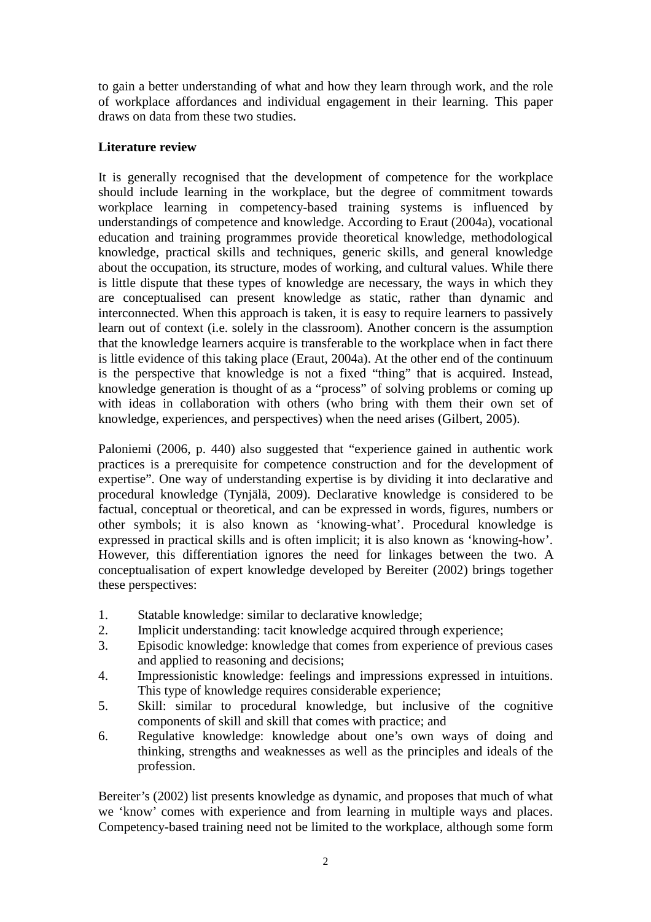to gain a better understanding of what and how they learn through work, and the role of workplace affordances and individual engagement in their learning. This paper draws on data from these two studies.

**Literature review**

It is generally recognised that the development of competence for the workplace should include learning in the workplace, but the degree of commitment towards workplace learning in competency-based training systems is influenced by understandings of competence and knowledge. According to Eraut (2004a), vocational education and training programmes provide theoretical knowledge, methodological knowledge, practical skills and techniques, generic skills, and general knowledge about the occupation, its structure, modes of working, and cultural values. While there is little dispute that these types of knowledge are necessary, the ways in which they are conceptualised can present knowledge as static, rather than dynamic and interconnected. When this approach is taken, it is easy to require learners to passively learn out of context (i.e. solely in the classroom). Another concern is the assumption that the knowledge learners acquire is transferable to the workplace when in fact there is little evidence of this taking place (Eraut, 2004a). At the other end of the continuum is the perspective that knowledge is not a fixed "thing" that is acquired. Instead, knowledge generation is thought of as a "process" of solving problems or coming up with ideas in collaboration with others (who bring with them their own set of knowledge, experiences, and perspectives) when the need arises (Gilbert, 2005).

Paloniemi (2006, p. 440) also suggested that "experience gained in authentic work practices is a prerequisite for competence construction and for the development of expertise". One way of understanding expertise is by dividing it into declarative and procedural knowledge (Tynjälä, 2009). Declarative knowledge is considered to be factual, conceptual or theoretical, and can be expressed in words, figures, numbers or other symbols; it is also known as 'knowing-what'. Procedural knowledge is expressed in practical skills and is often implicit; it is also known as 'knowing-how'. However, this differentiation ignores the need for linkages between the two. A conceptualisation of expert knowledge developed by Bereiter (2002) brings together these perspectives:

1. Statable knowledge: similar to declarative knowledge;
2. Implicit understanding: tacit knowledge acquired through experience;
3. Episodic knowledge: knowledge that comes from experience of previous cases and applied to reasoning and decisions;
4. Impressionistic knowledge: feelings and impressions expressed in intuitions. This type of knowledge requires considerable experience;
5. Skill: similar to procedural knowledge, but inclusive of the cognitive components of skill and skill that comes with practice; and
6. Regulative knowledge: knowledge about one's own ways of doing and thinking, strengths and weaknesses as well as the principles and ideals of the profession.

Bereiter's (2002) list presents knowledge as dynamic, and proposes that much of what we 'know' comes with experience and from learning in multiple ways and places. Competency-based training need not be limited to the workplace, although some form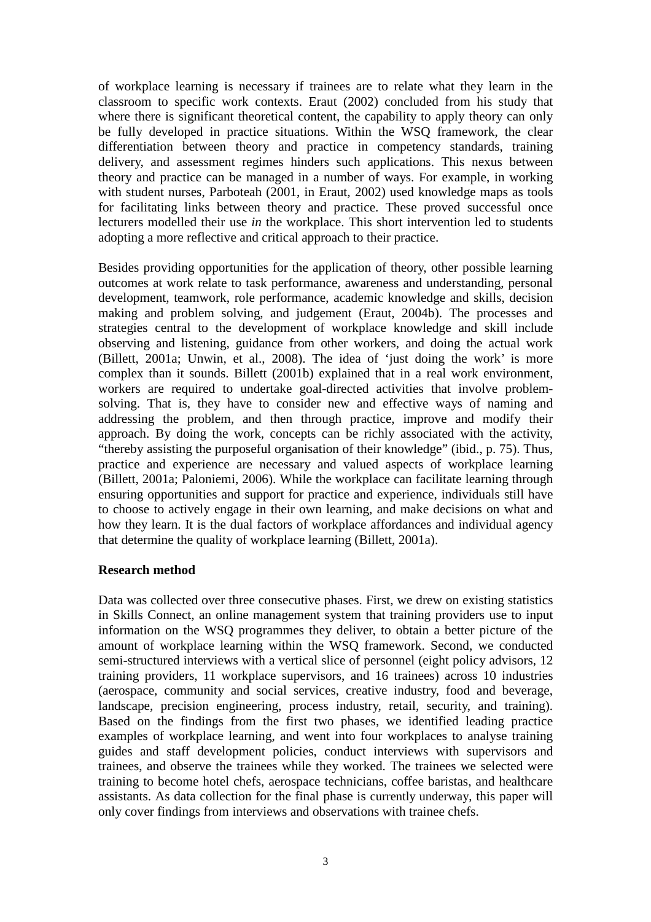of workplace learning is necessary if trainees are to relate what they learn in the classroom to specific work contexts. Eraut (2002) concluded from his study that where there is significant theoretical content, the capability to apply theory can only be fully developed in practice situations. Within the WSQ framework, the clear differentiation between theory and practice in competency standards, training delivery, and assessment regimes hinders such applications. This nexus between theory and practice can be managed in a number of ways. For example, in working with student nurses, Parboteah (2001, in Eraut, 2002) used knowledge maps as tools for facilitating links between theory and practice. These proved successful once lecturers modelled their use *in* the workplace. This short intervention led to students adopting a more reflective and critical approach to their practice.

Besides providing opportunities for the application of theory, other possible learning outcomes at work relate to task performance, awareness and understanding, personal development, teamwork, role performance, academic knowledge and skills, decision making and problem solving, and judgement (Eraut, 2004b). The processes and strategies central to the development of workplace knowledge and skill include observing and listening, guidance from other workers, and doing the actual work (Billett, 2001a; Unwin, et al., 2008). The idea of 'just doing the work' is more complex than it sounds. Billett (2001b) explained that in a real work environment, workers are required to undertake goal-directed activities that involve problem-solving. That is, they have to consider new and effective ways of naming and addressing the problem, and then through practice, improve and modify their approach. By doing the work, concepts can be richly associated with the activity, "thereby assisting the purposeful organisation of their knowledge" (ibid., p. 75). Thus, practice and experience are necessary and valued aspects of workplace learning (Billett, 2001a; Paloniemi, 2006). While the workplace can facilitate learning through ensuring opportunities and support for practice and experience, individuals still have to choose to actively engage in their own learning, and make decisions on what and how they learn. It is the dual factors of workplace affordances and individual agency that determine the quality of workplace learning (Billett, 2001a).

**Research method**

Data was collected over three consecutive phases. First, we drew on existing statistics in Skills Connect, an online management system that training providers use to input information on the WSQ programmes they deliver, to obtain a better picture of the amount of workplace learning within the WSQ framework. Second, we conducted semi-structured interviews with a vertical slice of personnel (eight policy advisors, 12 training providers, 11 workplace supervisors, and 16 trainees) across 10 industries (aerospace, community and social services, creative industry, food and beverage, landscape, precision engineering, process industry, retail, security, and training). Based on the findings from the first two phases, we identified leading practice examples of workplace learning, and went into four workplaces to analyse training guides and staff development policies, conduct interviews with supervisors and trainees, and observe the trainees while they worked. The trainees we selected were training to become hotel chefs, aerospace technicians, coffee baristas, and healthcare assistants. As data collection for the final phase is currently underway, this paper will only cover findings from interviews and observations with trainee chefs.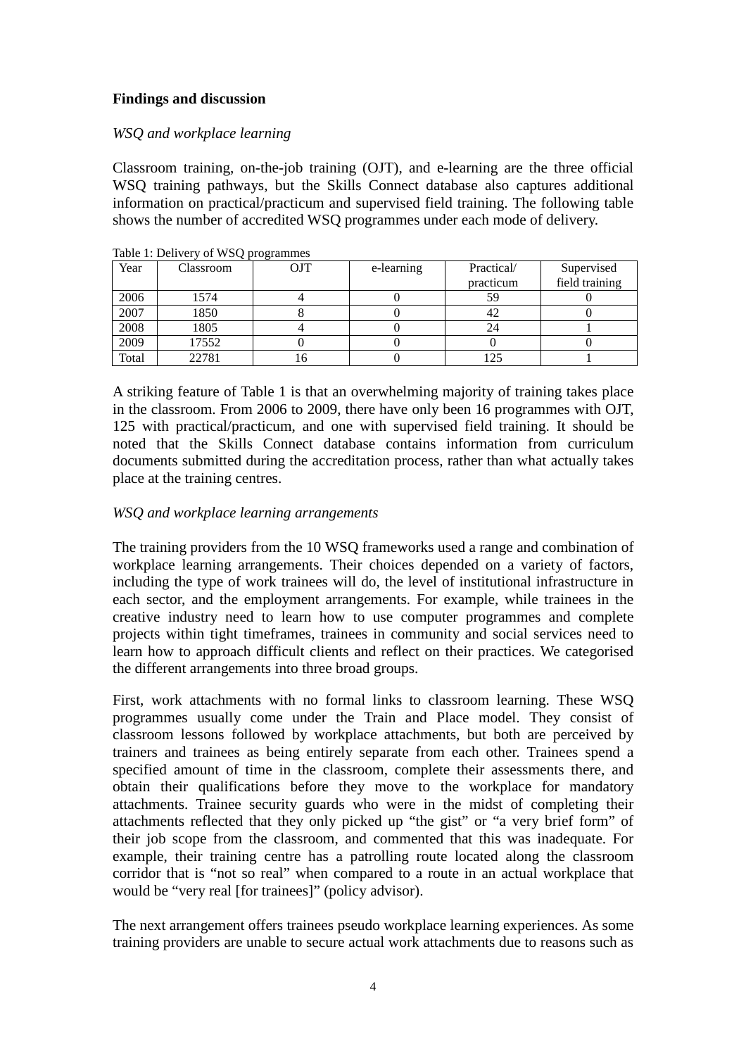**Findings and discussion**

*WSQ and workplace learning*

Classroom training, on-the-job training (OJT), and e-learning are the three official WSQ training pathways, but the Skills Connect database also captures additional information on practical/practicum and supervised field training. The following table shows the number of accredited WSQ programmes under each mode of delivery.

Table 1: Delivery of WSQ programmes

| Year | Classroom | OJT | e-learning | Practical/ practicum | Supervised field training |
|---|---|---|---|---|---|
| 2006 | 1574 | 4 | 0 | 59 | 0 |
| 2007 | 1850 | 8 | 0 | 42 | 0 |
| 2008 | 1805 | 4 | 0 | 24 | 1 |
| 2009 | 17552 | 0 | 0 | 0 | 0 |
| Total | 22781 | 16 | 0 | 125 | 1 |

A striking feature of Table 1 is that an overwhelming majority of training takes place in the classroom. From 2006 to 2009, there have only been 16 programmes with OJT, 125 with practical/practicum, and one with supervised field training. It should be noted that the Skills Connect database contains information from curriculum documents submitted during the accreditation process, rather than what actually takes place at the training centres.

*WSQ and workplace learning arrangements*

The training providers from the 10 WSQ frameworks used a range and combination of workplace learning arrangements. Their choices depended on a variety of factors, including the type of work trainees will do, the level of institutional infrastructure in each sector, and the employment arrangements. For example, while trainees in the creative industry need to learn how to use computer programmes and complete projects within tight timeframes, trainees in community and social services need to learn how to approach difficult clients and reflect on their practices. We categorised the different arrangements into three broad groups.

First, work attachments with no formal links to classroom learning. These WSQ programmes usually come under the Train and Place model. They consist of classroom lessons followed by workplace attachments, but both are perceived by trainers and trainees as being entirely separate from each other. Trainees spend a specified amount of time in the classroom, complete their assessments there, and obtain their qualifications before they move to the workplace for mandatory attachments. Trainee security guards who were in the midst of completing their attachments reflected that they only picked up "the gist" or "a very brief form" of their job scope from the classroom, and commented that this was inadequate. For example, their training centre has a patrolling route located along the classroom corridor that is "not so real" when compared to a route in an actual workplace that would be "very real [for trainees]" (policy advisor).

The next arrangement offers trainees pseudo workplace learning experiences. As some training providers are unable to secure actual work attachments due to reasons such as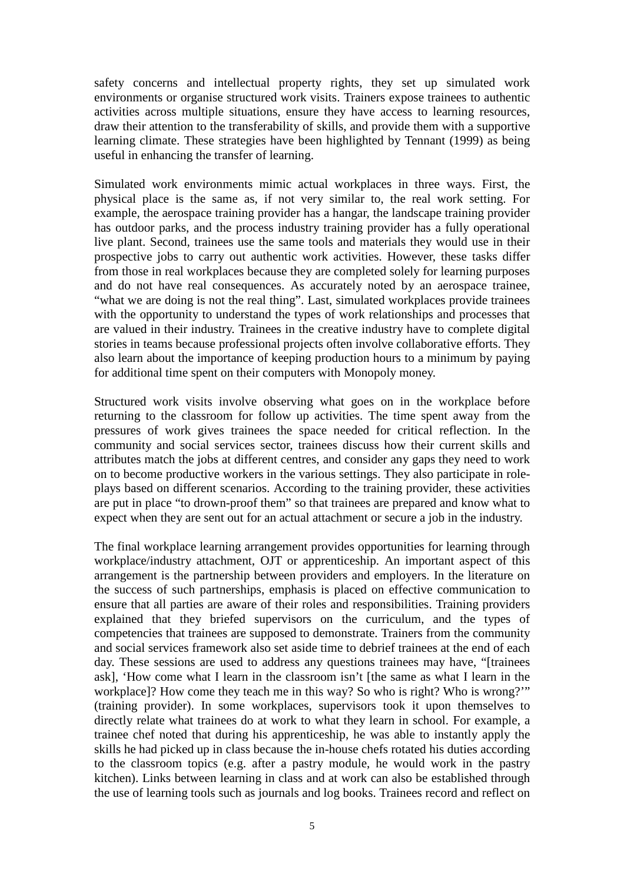safety concerns and intellectual property rights, they set up simulated work environments or organise structured work visits. Trainers expose trainees to authentic activities across multiple situations, ensure they have access to learning resources, draw their attention to the transferability of skills, and provide them with a supportive learning climate. These strategies have been highlighted by Tennant (1999) as being useful in enhancing the transfer of learning.

Simulated work environments mimic actual workplaces in three ways. First, the physical place is the same as, if not very similar to, the real work setting. For example, the aerospace training provider has a hangar, the landscape training provider has outdoor parks, and the process industry training provider has a fully operational live plant. Second, trainees use the same tools and materials they would use in their prospective jobs to carry out authentic work activities. However, these tasks differ from those in real workplaces because they are completed solely for learning purposes and do not have real consequences. As accurately noted by an aerospace trainee, "what we are doing is not the real thing". Last, simulated workplaces provide trainees with the opportunity to understand the types of work relationships and processes that are valued in their industry. Trainees in the creative industry have to complete digital stories in teams because professional projects often involve collaborative efforts. They also learn about the importance of keeping production hours to a minimum by paying for additional time spent on their computers with Monopoly money.

Structured work visits involve observing what goes on in the workplace before returning to the classroom for follow up activities. The time spent away from the pressures of work gives trainees the space needed for critical reflection. In the community and social services sector, trainees discuss how their current skills and attributes match the jobs at different centres, and consider any gaps they need to work on to become productive workers in the various settings. They also participate in role-plays based on different scenarios. According to the training provider, these activities are put in place "to drown-proof them" so that trainees are prepared and know what to expect when they are sent out for an actual attachment or secure a job in the industry.

The final workplace learning arrangement provides opportunities for learning through workplace/industry attachment, OJT or apprenticeship. An important aspect of this arrangement is the partnership between providers and employers. In the literature on the success of such partnerships, emphasis is placed on effective communication to ensure that all parties are aware of their roles and responsibilities. Training providers explained that they briefed supervisors on the curriculum, and the types of competencies that trainees are supposed to demonstrate. Trainers from the community and social services framework also set aside time to debrief trainees at the end of each day. These sessions are used to address any questions trainees may have, "[trainees ask], 'How come what I learn in the classroom isn't [the same as what I learn in the workplace]? How come they teach me in this way? So who is right? Who is wrong?'" (training provider). In some workplaces, supervisors took it upon themselves to directly relate what trainees do at work to what they learn in school. For example, a trainee chef noted that during his apprenticeship, he was able to instantly apply the skills he had picked up in class because the in-house chefs rotated his duties according to the classroom topics (e.g. after a pastry module, he would work in the pastry kitchen). Links between learning in class and at work can also be established through the use of learning tools such as journals and log books. Trainees record and reflect on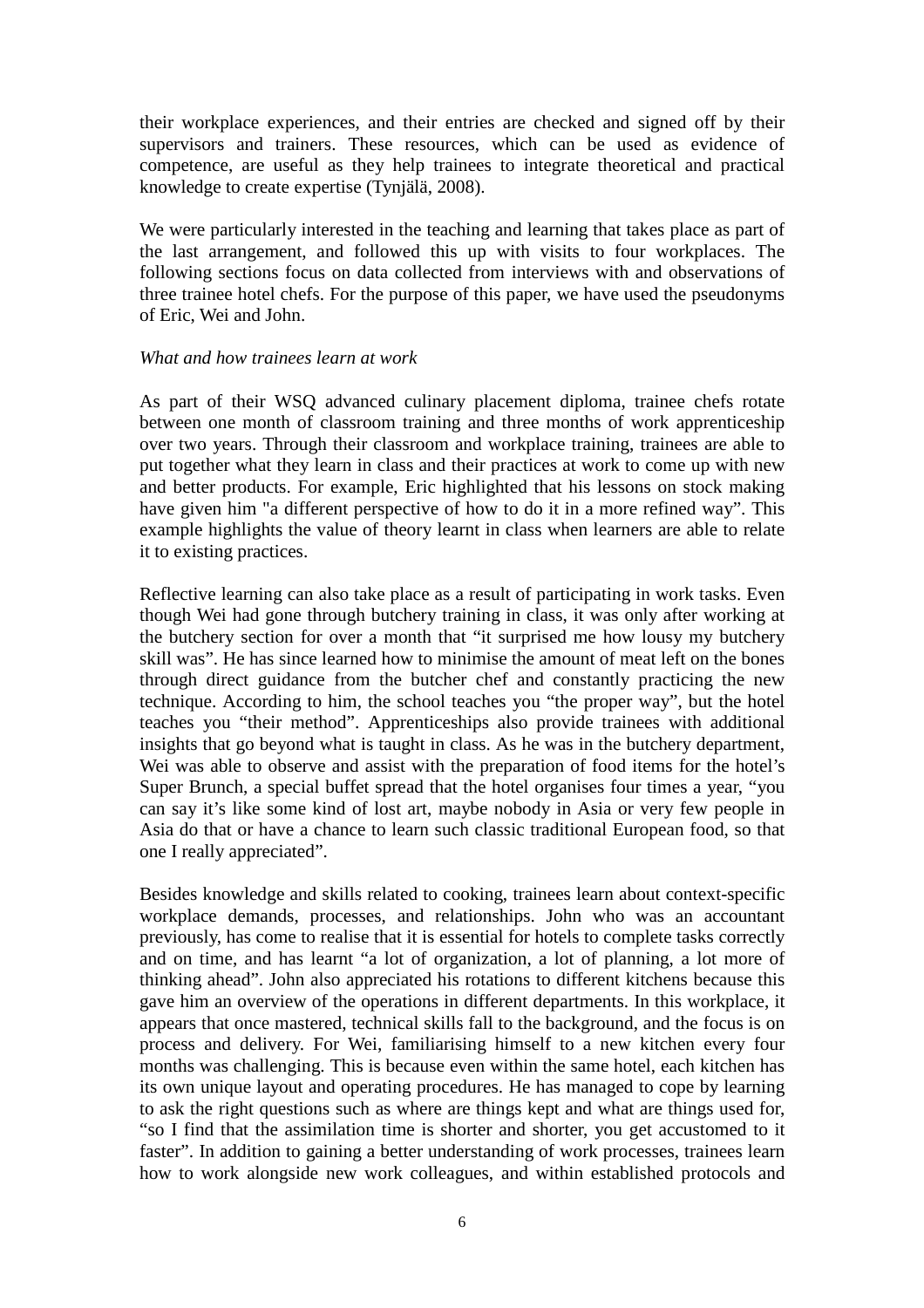their workplace experiences, and their entries are checked and signed off by their supervisors and trainers. These resources, which can be used as evidence of competence, are useful as they help trainees to integrate theoretical and practical knowledge to create expertise (Tynjälä, 2008).

We were particularly interested in the teaching and learning that takes place as part of the last arrangement, and followed this up with visits to four workplaces. The following sections focus on data collected from interviews with and observations of three trainee hotel chefs. For the purpose of this paper, we have used the pseudonyms of Eric, Wei and John.

*What and how trainees learn at work*

As part of their WSQ advanced culinary placement diploma, trainee chefs rotate between one month of classroom training and three months of work apprenticeship over two years. Through their classroom and workplace training, trainees are able to put together what they learn in class and their practices at work to come up with new and better products. For example, Eric highlighted that his lessons on stock making have given him "a different perspective of how to do it in a more refined way". This example highlights the value of theory learnt in class when learners are able to relate it to existing practices.

Reflective learning can also take place as a result of participating in work tasks. Even though Wei had gone through butchery training in class, it was only after working at the butchery section for over a month that "it surprised me how lousy my butchery skill was". He has since learned how to minimise the amount of meat left on the bones through direct guidance from the butcher chef and constantly practicing the new technique. According to him, the school teaches you "the proper way", but the hotel teaches you "their method". Apprenticeships also provide trainees with additional insights that go beyond what is taught in class. As he was in the butchery department, Wei was able to observe and assist with the preparation of food items for the hotel's Super Brunch, a special buffet spread that the hotel organises four times a year, "you can say it's like some kind of lost art, maybe nobody in Asia or very few people in Asia do that or have a chance to learn such classic traditional European food, so that one I really appreciated".

Besides knowledge and skills related to cooking, trainees learn about context-specific workplace demands, processes, and relationships. John who was an accountant previously, has come to realise that it is essential for hotels to complete tasks correctly and on time, and has learnt "a lot of organization, a lot of planning, a lot more of thinking ahead". John also appreciated his rotations to different kitchens because this gave him an overview of the operations in different departments. In this workplace, it appears that once mastered, technical skills fall to the background, and the focus is on process and delivery. For Wei, familiarising himself to a new kitchen every four months was challenging. This is because even within the same hotel, each kitchen has its own unique layout and operating procedures. He has managed to cope by learning to ask the right questions such as where are things kept and what are things used for, "so I find that the assimilation time is shorter and shorter, you get accustomed to it faster". In addition to gaining a better understanding of work processes, trainees learn how to work alongside new work colleagues, and within established protocols and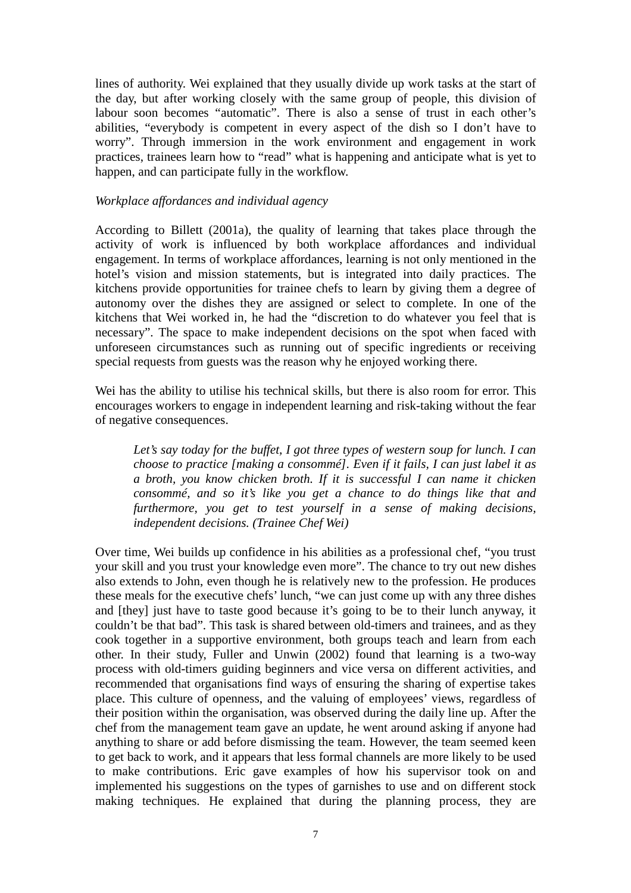lines of authority. Wei explained that they usually divide up work tasks at the start of the day, but after working closely with the same group of people, this division of labour soon becomes “automatic”. There is also a sense of trust in each other’s abilities, “everybody is competent in every aspect of the dish so I don’t have to worry”. Through immersion in the work environment and engagement in work practices, trainees learn how to “read” what is happening and anticipate what is yet to happen, and can participate fully in the workflow.

*Workplace affordances and individual agency*

According to Billett (2001a), the quality of learning that takes place through the activity of work is influenced by both workplace affordances and individual engagement. In terms of workplace affordances, learning is not only mentioned in the hotel’s vision and mission statements, but is integrated into daily practices. The kitchens provide opportunities for trainee chefs to learn by giving them a degree of autonomy over the dishes they are assigned or select to complete. In one of the kitchens that Wei worked in, he had the “discretion to do whatever you feel that is necessary”. The space to make independent decisions on the spot when faced with unforeseen circumstances such as running out of specific ingredients or receiving special requests from guests was the reason why he enjoyed working there.

Wei has the ability to utilise his technical skills, but there is also room for error. This encourages workers to engage in independent learning and risk-taking without the fear of negative consequences.

> *Let’s say today for the buffet, I got three types of western soup for lunch. I can choose to practice [making a consommé]. Even if it fails, I can just label it as a broth, you know chicken broth. If it is successful I can name it chicken consommé, and so it’s like you get a chance to do things like that and furthermore, you get to test yourself in a sense of making decisions, independent decisions. (Trainee Chef Wei)*

Over time, Wei builds up confidence in his abilities as a professional chef, “you trust your skill and you trust your knowledge even more”. The chance to try out new dishes also extends to John, even though he is relatively new to the profession. He produces these meals for the executive chefs’ lunch, “we can just come up with any three dishes and [they] just have to taste good because it’s going to be to their lunch anyway, it couldn’t be that bad”. This task is shared between old-timers and trainees, and as they cook together in a supportive environment, both groups teach and learn from each other. In their study, Fuller and Unwin (2002) found that learning is a two-way process with old-timers guiding beginners and vice versa on different activities, and recommended that organisations find ways of ensuring the sharing of expertise takes place. This culture of openness, and the valuing of employees’ views, regardless of their position within the organisation, was observed during the daily line up. After the chef from the management team gave an update, he went around asking if anyone had anything to share or add before dismissing the team. However, the team seemed keen to get back to work, and it appears that less formal channels are more likely to be used to make contributions. Eric gave examples of how his supervisor took on and implemented his suggestions on the types of garnishes to use and on different stock making techniques. He explained that during the planning process, they are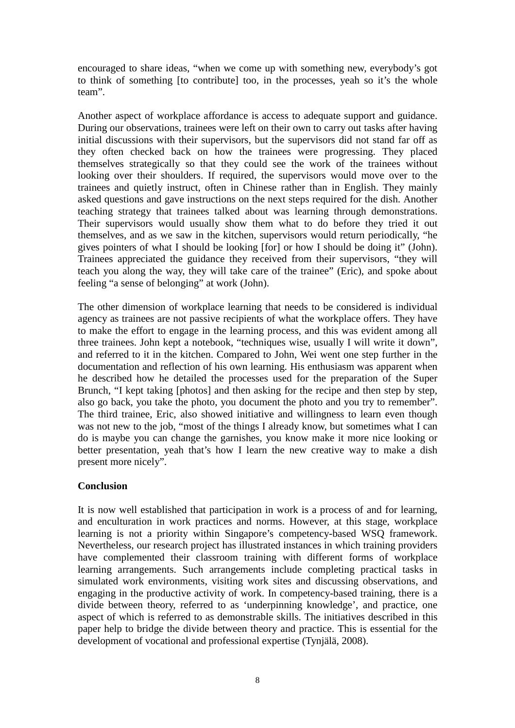encouraged to share ideas, “when we come up with something new, everybody’s got to think of something [to contribute] too, in the processes, yeah so it’s the whole team”.

Another aspect of workplace affordance is access to adequate support and guidance. During our observations, trainees were left on their own to carry out tasks after having initial discussions with their supervisors, but the supervisors did not stand far off as they often checked back on how the trainees were progressing. They placed themselves strategically so that they could see the work of the trainees without looking over their shoulders. If required, the supervisors would move over to the trainees and quietly instruct, often in Chinese rather than in English. They mainly asked questions and gave instructions on the next steps required for the dish. Another teaching strategy that trainees talked about was learning through demonstrations. Their supervisors would usually show them what to do before they tried it out themselves, and as we saw in the kitchen, supervisors would return periodically, “he gives pointers of what I should be looking [for] or how I should be doing it” (John). Trainees appreciated the guidance they received from their supervisors, “they will teach you along the way, they will take care of the trainee” (Eric), and spoke about feeling “a sense of belonging” at work (John).

The other dimension of workplace learning that needs to be considered is individual agency as trainees are not passive recipients of what the workplace offers. They have to make the effort to engage in the learning process, and this was evident among all three trainees. John kept a notebook, “techniques wise, usually I will write it down”, and referred to it in the kitchen. Compared to John, Wei went one step further in the documentation and reflection of his own learning. His enthusiasm was apparent when he described how he detailed the processes used for the preparation of the Super Brunch, “I kept taking [photos] and then asking for the recipe and then step by step, also go back, you take the photo, you document the photo and you try to remember”. The third trainee, Eric, also showed initiative and willingness to learn even though was not new to the job, “most of the things I already know, but sometimes what I can do is maybe you can change the garnishes, you know make it more nice looking or better presentation, yeah that’s how I learn the new creative way to make a dish present more nicely”.

## Conclusion

It is now well established that participation in work is a process of and for learning, and enculturation in work practices and norms. However, at this stage, workplace learning is not a priority within Singapore’s competency-based WSQ framework. Nevertheless, our research project has illustrated instances in which training providers have complemented their classroom training with different forms of workplace learning arrangements. Such arrangements include completing practical tasks in simulated work environments, visiting work sites and discussing observations, and engaging in the productive activity of work. In competency-based training, there is a divide between theory, referred to as ‘underpinning knowledge’, and practice, one aspect of which is referred to as demonstrable skills. The initiatives described in this paper help to bridge the divide between theory and practice. This is essential for the development of vocational and professional expertise (Tynjälä, 2008).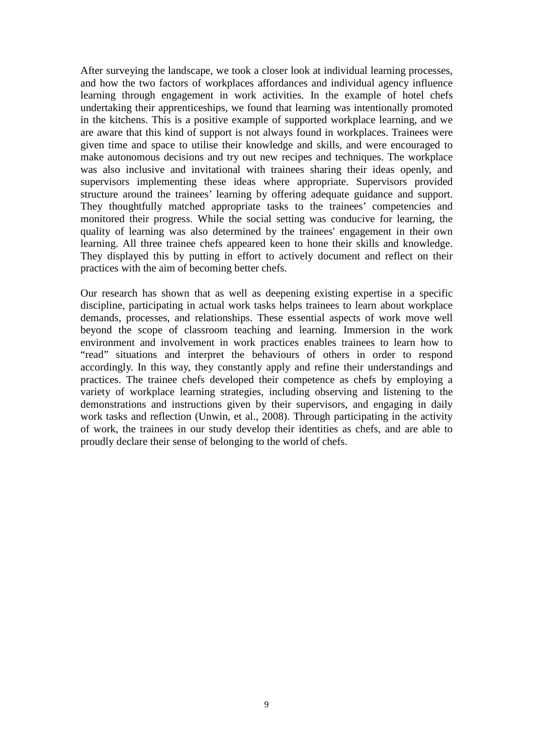After surveying the landscape, we took a closer look at individual learning processes, and how the two factors of workplaces affordances and individual agency influence learning through engagement in work activities. In the example of hotel chefs undertaking their apprenticeships, we found that learning was intentionally promoted in the kitchens. This is a positive example of supported workplace learning, and we are aware that this kind of support is not always found in workplaces. Trainees were given time and space to utilise their knowledge and skills, and were encouraged to make autonomous decisions and try out new recipes and techniques. The workplace was also inclusive and invitational with trainees sharing their ideas openly, and supervisors implementing these ideas where appropriate. Supervisors provided structure around the trainees' learning by offering adequate guidance and support. They thoughtfully matched appropriate tasks to the trainees' competencies and monitored their progress. While the social setting was conducive for learning, the quality of learning was also determined by the trainees' engagement in their own learning. All three trainee chefs appeared keen to hone their skills and knowledge. They displayed this by putting in effort to actively document and reflect on their practices with the aim of becoming better chefs.

Our research has shown that as well as deepening existing expertise in a specific discipline, participating in actual work tasks helps trainees to learn about workplace demands, processes, and relationships. These essential aspects of work move well beyond the scope of classroom teaching and learning. Immersion in the work environment and involvement in work practices enables trainees to learn how to "read" situations and interpret the behaviours of others in order to respond accordingly. In this way, they constantly apply and refine their understandings and practices. The trainee chefs developed their competence as chefs by employing a variety of workplace learning strategies, including observing and listening to the demonstrations and instructions given by their supervisors, and engaging in daily work tasks and reflection (Unwin, et al., 2008). Through participating in the activity of work, the trainees in our study develop their identities as chefs, and are able to proudly declare their sense of belonging to the world of chefs.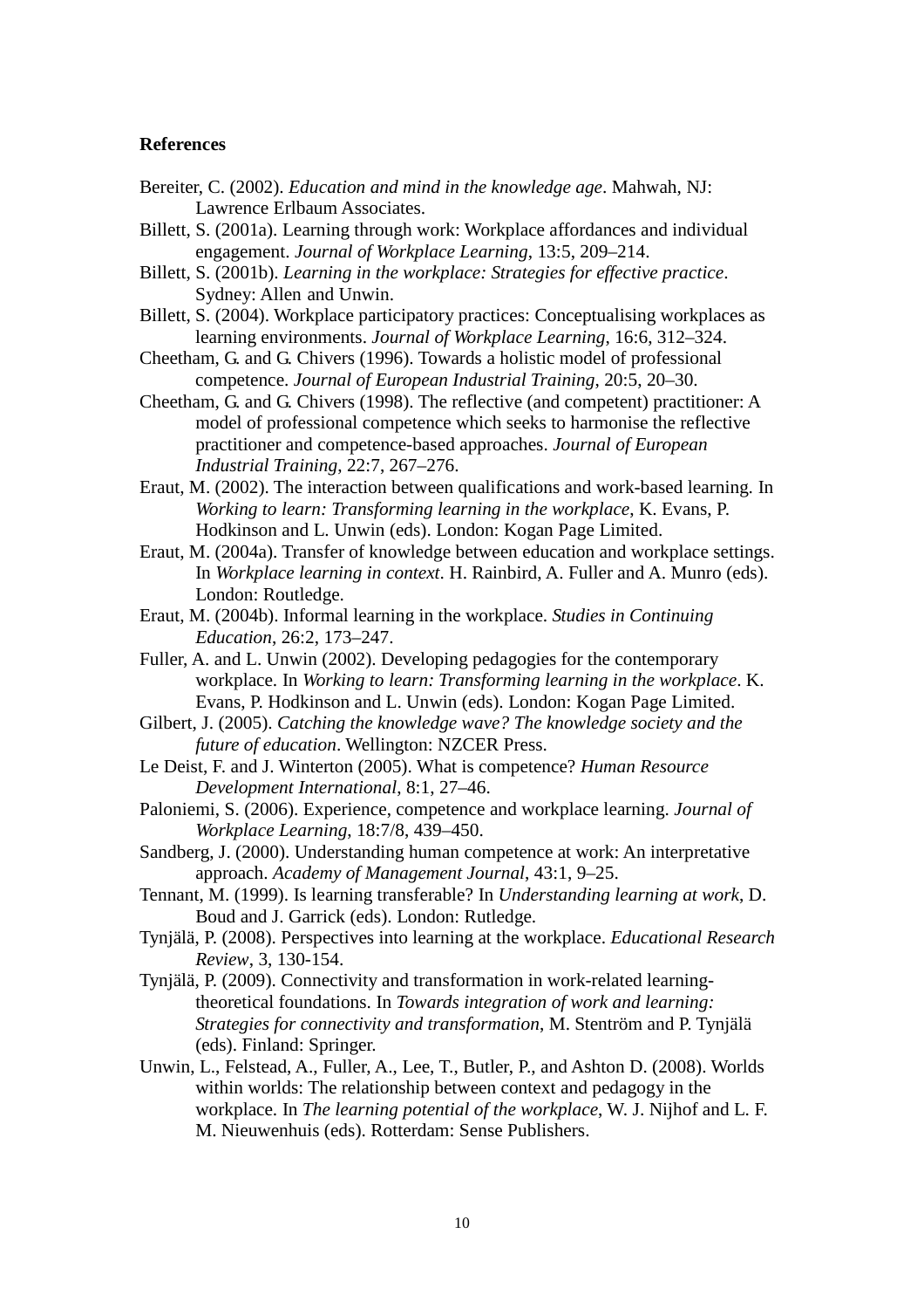**References**

Bereiter, C. (2002). *Education and mind in the knowledge age*. Mahwah, NJ: Lawrence Erlbaum Associates.

Billett, S. (2001a). Learning through work: Workplace affordances and individual engagement. *Journal of Workplace Learning*, 13:5, 209–214.

Billett, S. (2001b). *Learning in the workplace: Strategies for effective practice*. Sydney: Allen and Unwin.

Billett, S. (2004). Workplace participatory practices: Conceptualising workplaces as learning environments. *Journal of Workplace Learning*, 16:6, 312–324.

Cheetham, G. and G. Chivers (1996). Towards a holistic model of professional competence. *Journal of European Industrial Training*, 20:5, 20–30.

Cheetham, G. and G. Chivers (1998). The reflective (and competent) practitioner: A model of professional competence which seeks to harmonise the reflective practitioner and competence-based approaches. *Journal of European Industrial Training*, 22:7, 267–276.

Eraut, M. (2002). The interaction between qualifications and work-based learning. In *Working to learn: Transforming learning in the workplace*, K. Evans, P. Hodkinson and L. Unwin (eds). London: Kogan Page Limited.

Eraut, M. (2004a). Transfer of knowledge between education and workplace settings. In *Workplace learning in context*. H. Rainbird, A. Fuller and A. Munro (eds). London: Routledge.

Eraut, M. (2004b). Informal learning in the workplace. *Studies in Continuing Education*, 26:2, 173–247.

Fuller, A. and L. Unwin (2002). Developing pedagogies for the contemporary workplace. In *Working to learn: Transforming learning in the workplace*. K. Evans, P. Hodkinson and L. Unwin (eds). London: Kogan Page Limited.

Gilbert, J. (2005). *Catching the knowledge wave? The knowledge society and the future of education*. Wellington: NZCER Press.

Le Deist, F. and J. Winterton (2005). What is competence? *Human Resource Development International*, 8:1, 27–46.

Paloniemi, S. (2006). Experience, competence and workplace learning. *Journal of Workplace Learning*, 18:7/8, 439–450.

Sandberg, J. (2000). Understanding human competence at work: An interpretative approach. *Academy of Management Journal*, 43:1, 9–25.

Tennant, M. (1999). Is learning transferable? In *Understanding learning at work*, D. Boud and J. Garrick (eds). London: Rutledge.

Tynjälä, P. (2008). Perspectives into learning at the workplace. *Educational Research Review*, 3, 130-154.

Tynjälä, P. (2009). Connectivity and transformation in work-related learning-theoretical foundations. In *Towards integration of work and learning: Strategies for connectivity and transformation*, M. Stenström and P. Tynjälä (eds). Finland: Springer.

Unwin, L., Felstead, A., Fuller, A., Lee, T., Butler, P., and Ashton D. (2008). Worlds within worlds: The relationship between context and pedagogy in the workplace. In *The learning potential of the workplace*, W. J. Nijhof and L. F. M. Nieuwenhuis (eds). Rotterdam: Sense Publishers.